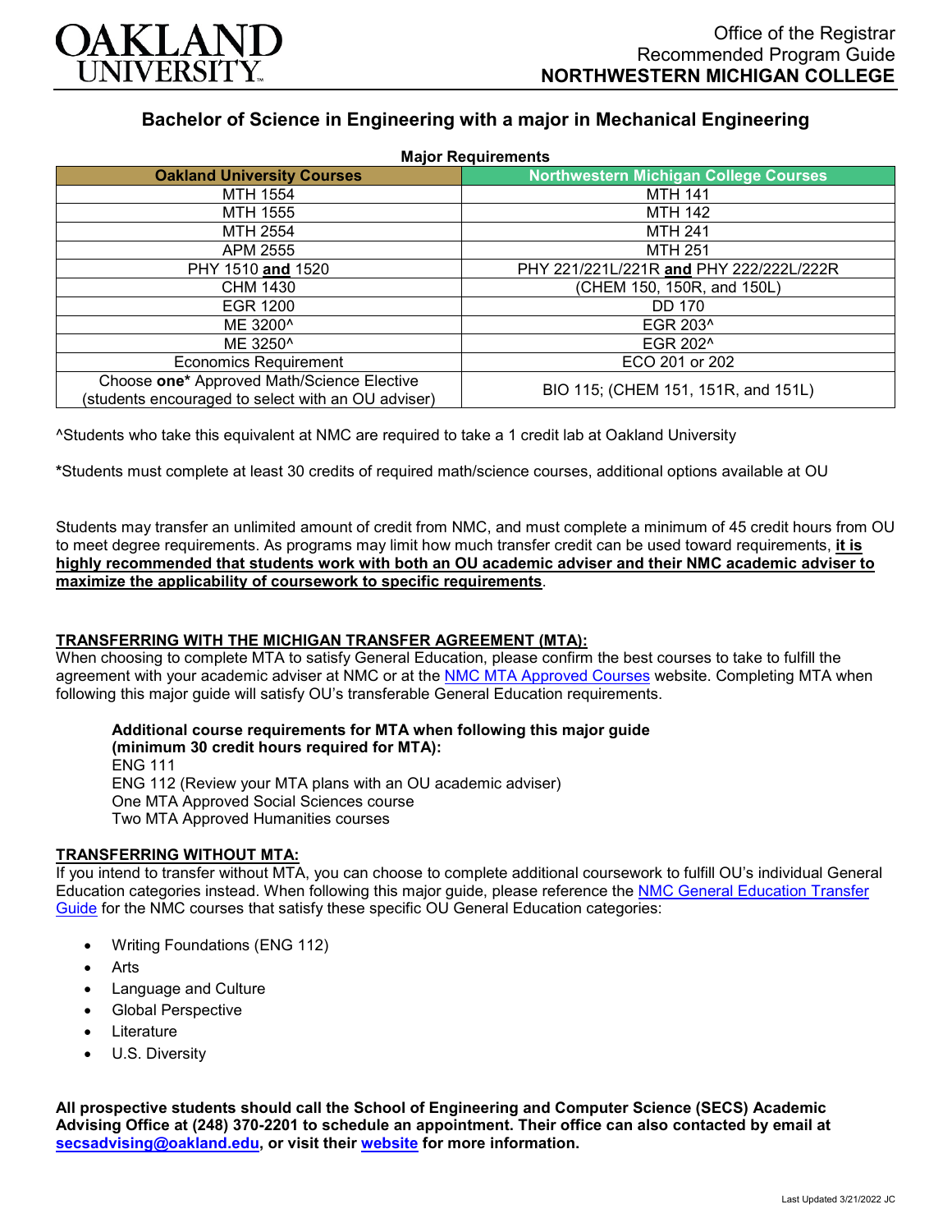OAKLAND UNIVERSITY

Office of the Registrar
Recommended Program Guide
**NORTHWESTERN MICHIGAN COLLEGE**

## Bachelor of Science in Engineering with a major in Mechanical Engineering

**Major Requirements**

| Oakland University Courses | Northwestern Michigan College Courses |
|---|---|
| MTH 1554 | MTH 141 |
| MTH 1555 | MTH 142 |
| MTH 2554 | MTH 241 |
| APM 2555 | MTH 251 |
| PHY 1510 **and** 1520 | PHY 221/221L/221R **and** PHY 222/222L/222R |
| CHM 1430 | (CHEM 150, 150R, and 150L) |
| EGR 1200 | DD 170 |
| ME 3200^ | EGR 203^ |
| ME 3250^ | EGR 202^ |
| Economics Requirement | ECO 201 or 202 |
| Choose **one*** Approved Math/Science Elective (students encouraged to select with an OU adviser) | BIO 115; (CHEM 151, 151R, and 151L) |

^Students who take this equivalent at NMC are required to take a 1 credit lab at Oakland University

*Students must complete at least 30 credits of required math/science courses, additional options available at OU

Students may transfer an unlimited amount of credit from NMC, and must complete a minimum of 45 credit hours from OU to meet degree requirements. As programs may limit how much transfer credit can be used toward requirements, **it is highly recommended that students work with both an OU academic adviser and their NMC academic adviser to maximize the applicability of coursework to specific requirements**.

### TRANSFERRING WITH THE MICHIGAN TRANSFER AGREEMENT (MTA):

When choosing to complete MTA to satisfy General Education, please confirm the best courses to take to fulfill the agreement with your academic adviser at NMC or at the NMC MTA Approved Courses website. Completing MTA when following this major guide will satisfy OU's transferable General Education requirements.

**Additional course requirements for MTA when following this major guide (minimum 30 credit hours required for MTA):**
ENG 111
ENG 112 (Review your MTA plans with an OU academic adviser)
One MTA Approved Social Sciences course
Two MTA Approved Humanities courses

### TRANSFERRING WITHOUT MTA:

If you intend to transfer without MTA, you can choose to complete additional coursework to fulfill OU's individual General Education categories instead. When following this major guide, please reference the NMC General Education Transfer Guide for the NMC courses that satisfy these specific OU General Education categories:

- Writing Foundations (ENG 112)
- Arts
- Language and Culture
- Global Perspective
- Literature
- U.S. Diversity

**All prospective students should call the School of Engineering and Computer Science (SECS) Academic Advising Office at (248) 370-2201 to schedule an appointment. Their office can also contacted by email at secsadvising@oakland.edu, or visit their website for more information.**

Last Updated 3/21/2022 JC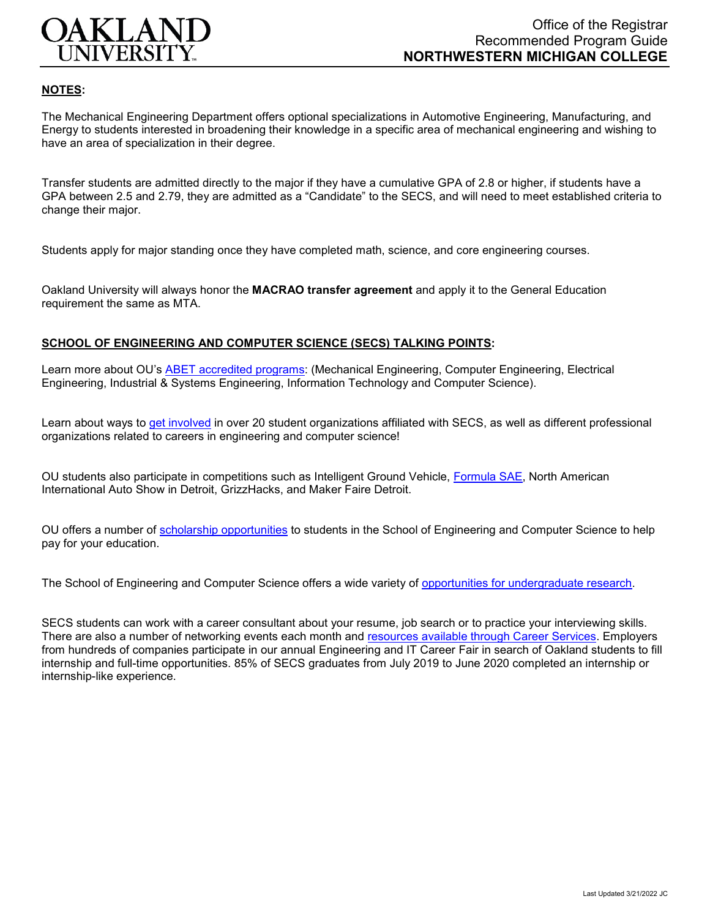**NOTES:**

The Mechanical Engineering Department offers optional specializations in Automotive Engineering, Manufacturing, and Energy to students interested in broadening their knowledge in a specific area of mechanical engineering and wishing to have an area of specialization in their degree.

Transfer students are admitted directly to the major if they have a cumulative GPA of 2.8 or higher, if students have a GPA between 2.5 and 2.79, they are admitted as a "Candidate" to the SECS, and will need to meet established criteria to change their major.

Students apply for major standing once they have completed math, science, and core engineering courses.

Oakland University will always honor the **MACRAO transfer agreement** and apply it to the General Education requirement the same as MTA.

**SCHOOL OF ENGINEERING AND COMPUTER SCIENCE (SECS) TALKING POINTS:**

Learn more about OU's ABET accredited programs: (Mechanical Engineering, Computer Engineering, Electrical Engineering, Industrial & Systems Engineering, Information Technology and Computer Science).

Learn about ways to get involved in over 20 student organizations affiliated with SECS, as well as different professional organizations related to careers in engineering and computer science!

OU students also participate in competitions such as Intelligent Ground Vehicle, Formula SAE, North American International Auto Show in Detroit, GrizzHacks, and Maker Faire Detroit.

OU offers a number of scholarship opportunities to students in the School of Engineering and Computer Science to help pay for your education.

The School of Engineering and Computer Science offers a wide variety of opportunities for undergraduate research.

SECS students can work with a career consultant about your resume, job search or to practice your interviewing skills. There are also a number of networking events each month and resources available through Career Services. Employers from hundreds of companies participate in our annual Engineering and IT Career Fair in search of Oakland students to fill internship and full-time opportunities. 85% of SECS graduates from July 2019 to June 2020 completed an internship or internship-like experience.